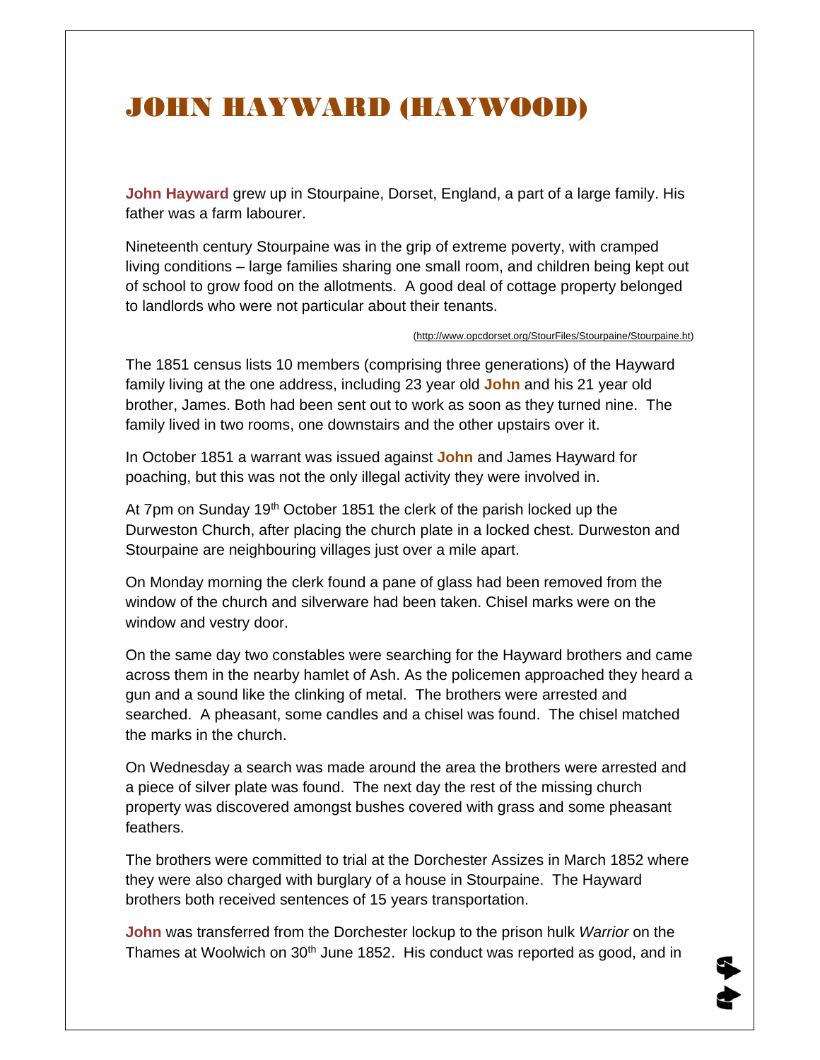# JOHN HAYWARD (HAYWOOD)

**John Hayward** grew up in Stourpaine, Dorset, England, a part of a large family. His father was a farm labourer.

Nineteenth century Stourpaine was in the grip of extreme poverty, with cramped living conditions – large families sharing one small room, and children being kept out of school to grow food on the allotments. A good deal of cottage property belonged to landlords who were not particular about their tenants.

(http://www.opcdorset.org/StourFiles/Stourpaine/Stourpaine.ht)

The 1851 census lists 10 members (comprising three generations) of the Hayward family living at the one address, including 23 year old **John** and his 21 year old brother, James. Both had been sent out to work as soon as they turned nine. The family lived in two rooms, one downstairs and the other upstairs over it.

In October 1851 a warrant was issued against **John** and James Hayward for poaching, but this was not the only illegal activity they were involved in.

At 7pm on Sunday 19th October 1851 the clerk of the parish locked up the Durweston Church, after placing the church plate in a locked chest. Durweston and Stourpaine are neighbouring villages just over a mile apart.

On Monday morning the clerk found a pane of glass had been removed from the window of the church and silverware had been taken. Chisel marks were on the window and vestry door.

On the same day two constables were searching for the Hayward brothers and came across them in the nearby hamlet of Ash. As the policemen approached they heard a gun and a sound like the clinking of metal. The brothers were arrested and searched. A pheasant, some candles and a chisel was found. The chisel matched the marks in the church.

On Wednesday a search was made around the area the brothers were arrested and a piece of silver plate was found. The next day the rest of the missing church property was discovered amongst bushes covered with grass and some pheasant feathers.

The brothers were committed to trial at the Dorchester Assizes in March 1852 where they were also charged with burglary of a house in Stourpaine. The Hayward brothers both received sentences of 15 years transportation.

**John** was transferred from the Dorchester lockup to the prison hulk *Warrior* on the Thames at Woolwich on 30th June 1852. His conduct was reported as good, and in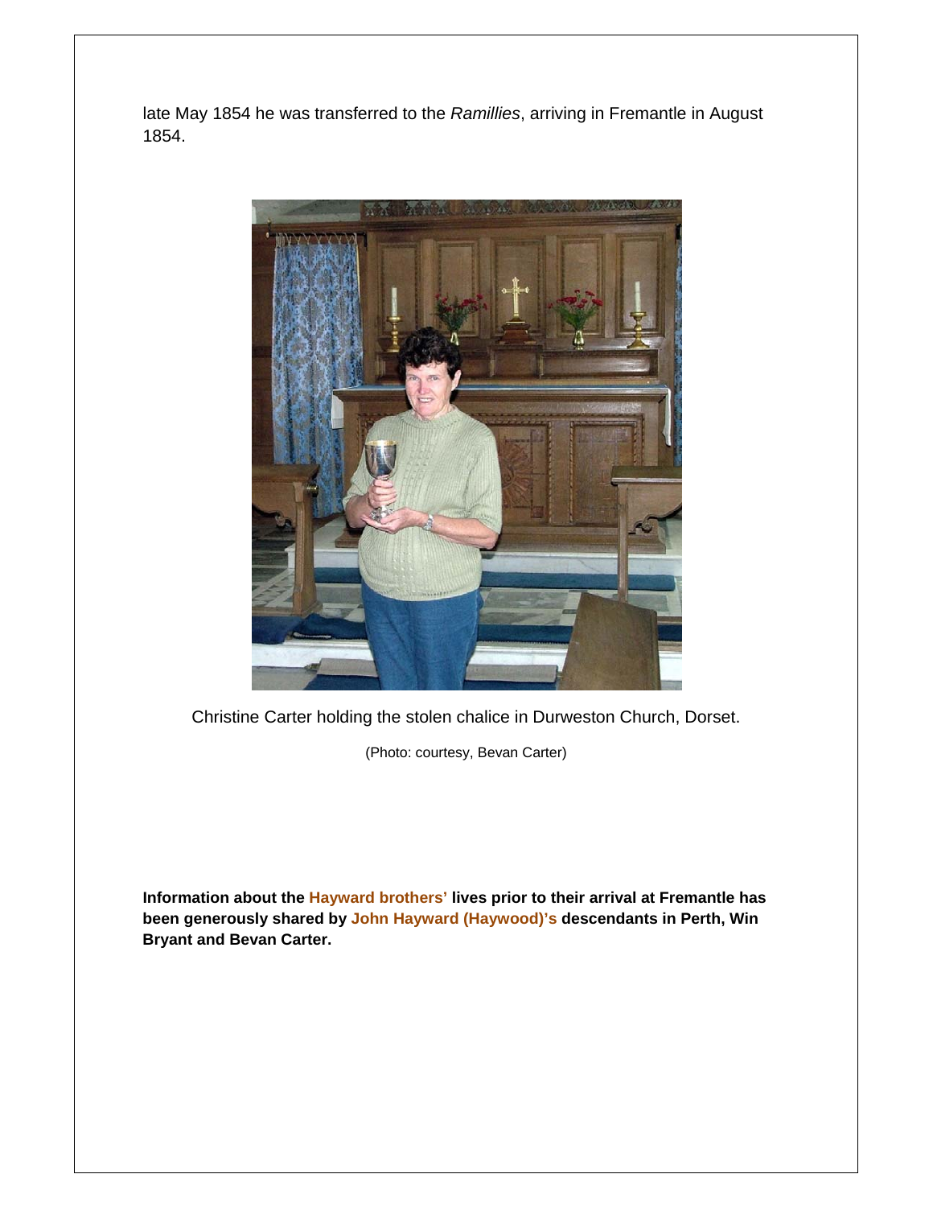late May 1854 he was transferred to the *Ramillies*, arriving in Fremantle in August 1854.

Christine Carter holding the stolen chalice in Durweston Church, Dorset.

(Photo: courtesy, Bevan Carter)

**Information about the Hayward brothers' lives prior to their arrival at Fremantle has been generously shared by John Hayward (Haywood)'s descendants in Perth, Win Bryant and Bevan Carter.**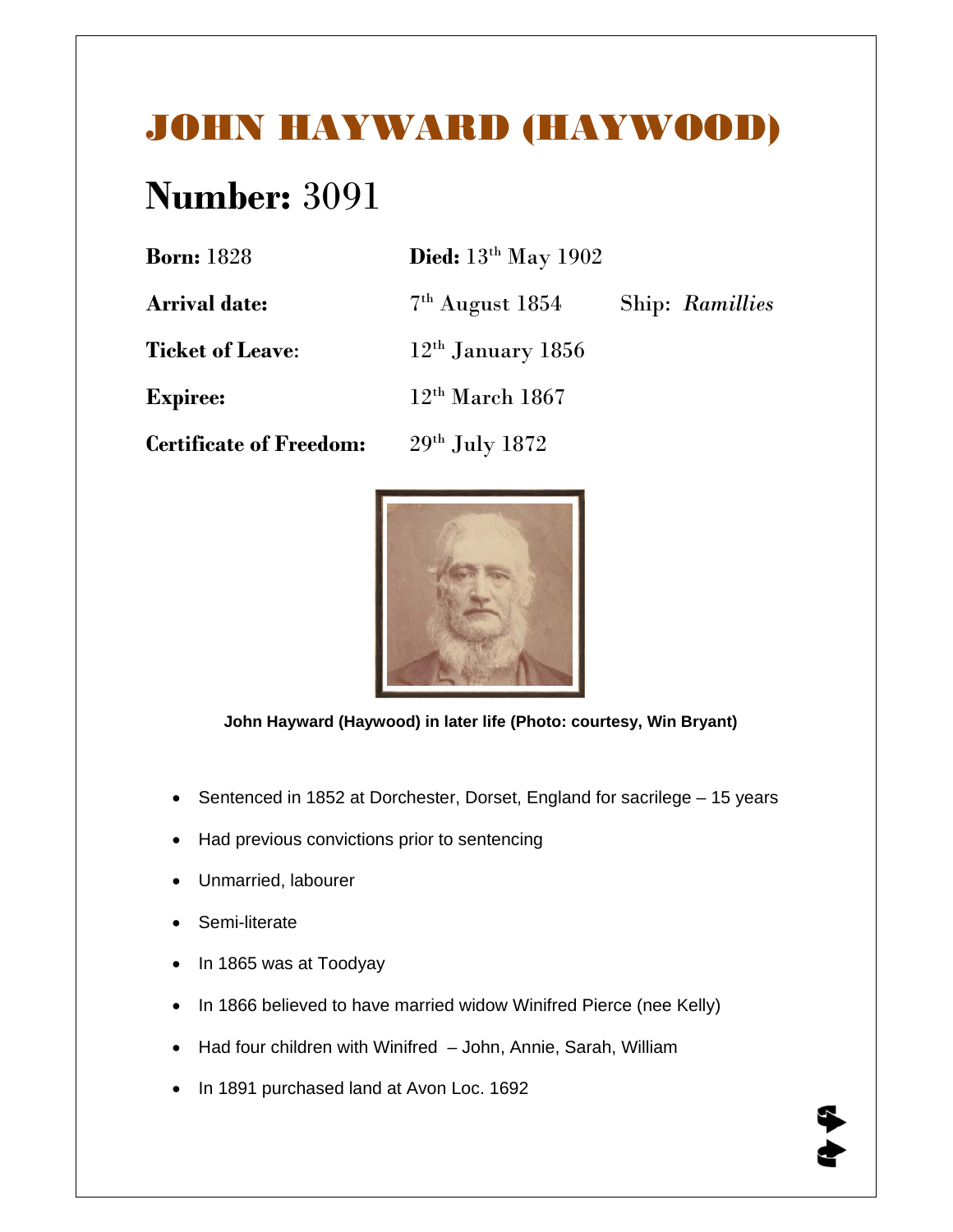# JOHN HAYWARD (HAYWOOD)

## Number: 3091

| | | |
|---|---|---|
| **Born:** 1828 | **Died:** 13th May 1902 | |
| **Arrival date:** | 7th August 1854 | Ship: *Ramillies* |
| **Ticket of Leave**: | 12th January 1856 | |
| **Expiree:** | 12th March 1867 | |
| **Certificate of Freedom:** | 29th July 1872 | |

**John Hayward (Haywood) in later life (Photo: courtesy, Win Bryant)**

- Sentenced in 1852 at Dorchester, Dorset, England for sacrilege – 15 years
- Had previous convictions prior to sentencing
- Unmarried, labourer
- Semi-literate
- In 1865 was at Toodyay
- In 1866 believed to have married widow Winifred Pierce (nee Kelly)
- Had four children with Winifred – John, Annie, Sarah, William
- In 1891 purchased land at Avon Loc. 1692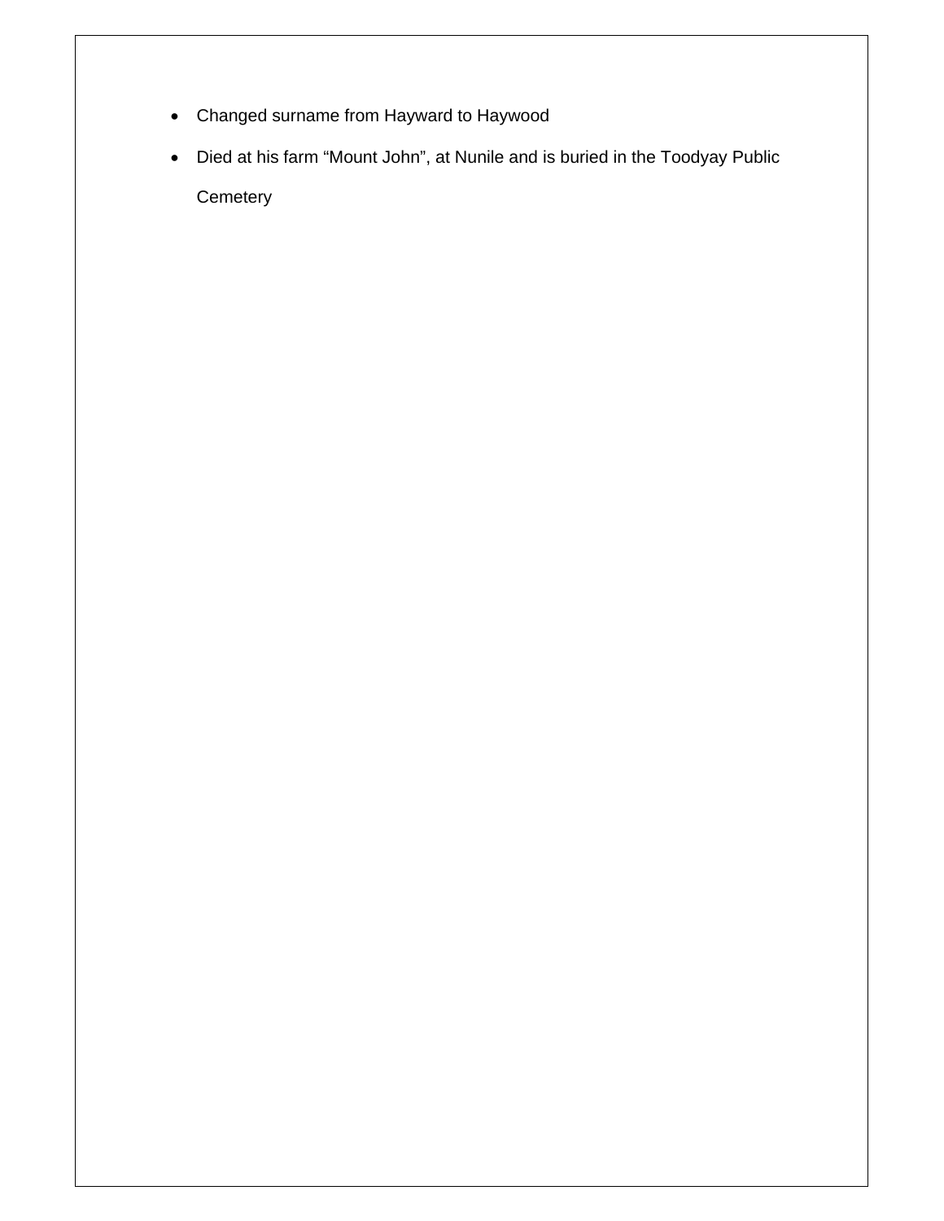- Changed surname from Hayward to Haywood
- Died at his farm “Mount John”, at Nunile and is buried in the Toodyay Public Cemetery